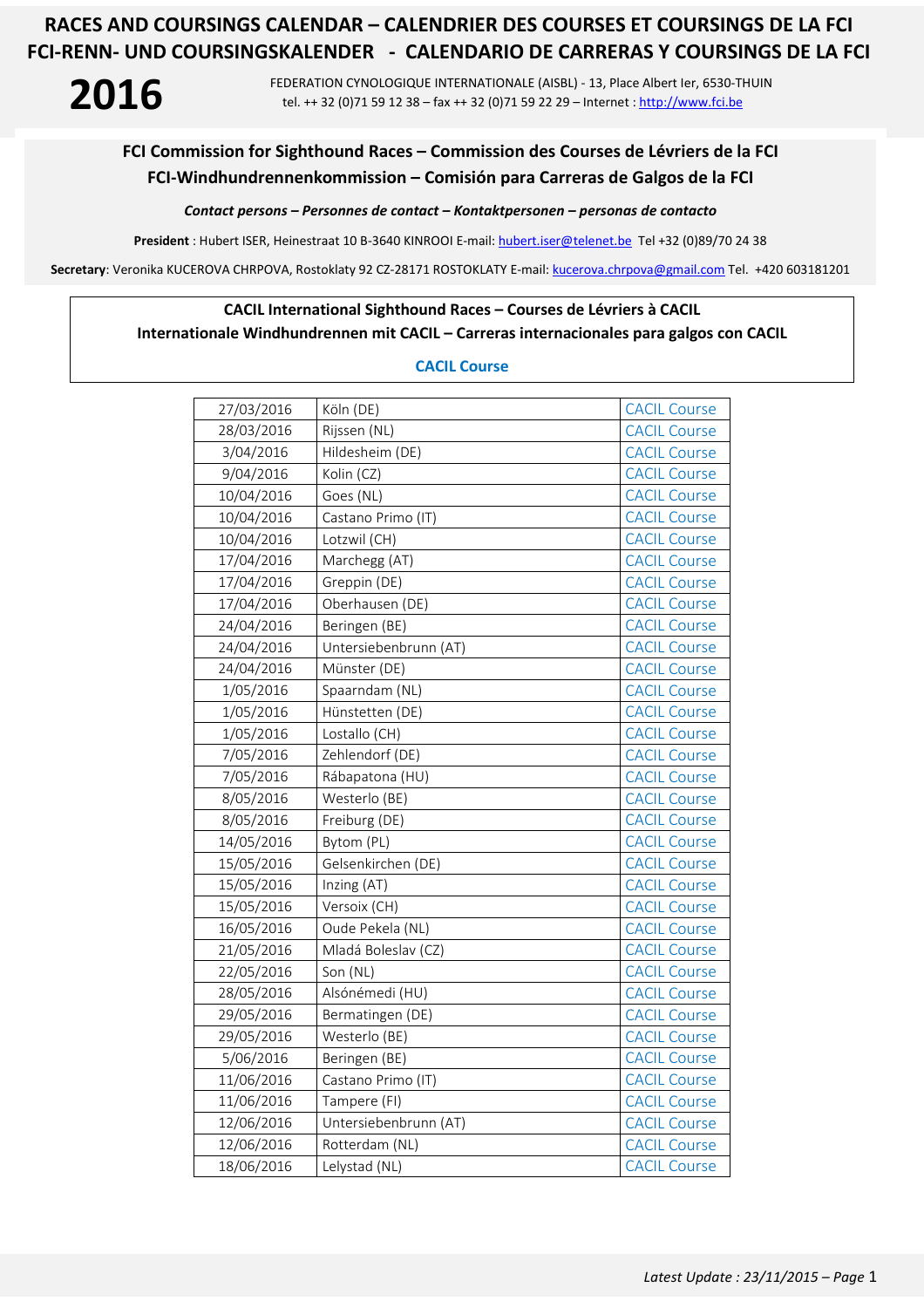# RACES AND COURSINGS CALENDAR – CALENDRIER DES COURSES ET COURSINGS DE LA FCI
# FCI-RENN- UND COURSINGSKALENDER - CALENDARIO DE CARRERAS Y COURSINGS DE LA FCI

**2016**

FEDERATION CYNOLOGIQUE INTERNATIONALE (AISBL) - 13, Place Albert Ier, 6530-THUIN
tel. ++ 32 (0)71 59 12 38 – fax ++ 32 (0)71 59 22 29 – Internet : http://www.fci.be

## FCI Commission for Sighthound Races – Commission des Courses de Lévriers de la FCI
## FCI-Windhundrennenkommission – Comisión para Carreras de Galgos de la FCI

***Contact persons – Personnes de contact – Kontaktpersonen – personas de contacto***

**President** : Hubert ISER, Heinestraat 10 B-3640 KINROOI E-mail: hubert.iser@telenet.be Tel +32 (0)89/70 24 38

**Secretary**: Veronika KUCEROVA CHRPOVA, Rostoklaty 92 CZ-28171 ROSTOKLATY E-mail: kucerova.chrpova@gmail.com Tel. +420 603181201

### CACIL International Sighthound Races – Courses de Lévriers à CACIL
### Internationale Windhundrennen mit CACIL – Carreras internacionales para galgos con CACIL

**CACIL Course**

| | | |
|---|---|---|
| 27/03/2016 | Köln (DE) | CACIL Course |
| 28/03/2016 | Rijssen (NL) | CACIL Course |
| 3/04/2016 | Hildesheim (DE) | CACIL Course |
| 9/04/2016 | Kolin (CZ) | CACIL Course |
| 10/04/2016 | Goes (NL) | CACIL Course |
| 10/04/2016 | Castano Primo (IT) | CACIL Course |
| 10/04/2016 | Lotzwil (CH) | CACIL Course |
| 17/04/2016 | Marchegg (AT) | CACIL Course |
| 17/04/2016 | Greppin (DE) | CACIL Course |
| 17/04/2016 | Oberhausen (DE) | CACIL Course |
| 24/04/2016 | Beringen (BE) | CACIL Course |
| 24/04/2016 | Untersiebenbrunn (AT) | CACIL Course |
| 24/04/2016 | Münster (DE) | CACIL Course |
| 1/05/2016 | Spaarndam (NL) | CACIL Course |
| 1/05/2016 | Hünstetten (DE) | CACIL Course |
| 1/05/2016 | Lostallo (CH) | CACIL Course |
| 7/05/2016 | Zehlendorf (DE) | CACIL Course |
| 7/05/2016 | Rábapatona (HU) | CACIL Course |
| 8/05/2016 | Westerlo (BE) | CACIL Course |
| 8/05/2016 | Freiburg (DE) | CACIL Course |
| 14/05/2016 | Bytom (PL) | CACIL Course |
| 15/05/2016 | Gelsenkirchen (DE) | CACIL Course |
| 15/05/2016 | Inzing (AT) | CACIL Course |
| 15/05/2016 | Versoix (CH) | CACIL Course |
| 16/05/2016 | Oude Pekela (NL) | CACIL Course |
| 21/05/2016 | Mladá Boleslav (CZ) | CACIL Course |
| 22/05/2016 | Son (NL) | CACIL Course |
| 28/05/2016 | Alsónémedi (HU) | CACIL Course |
| 29/05/2016 | Bermatingen (DE) | CACIL Course |
| 29/05/2016 | Westerlo (BE) | CACIL Course |
| 5/06/2016 | Beringen (BE) | CACIL Course |
| 11/06/2016 | Castano Primo (IT) | CACIL Course |
| 11/06/2016 | Tampere (FI) | CACIL Course |
| 12/06/2016 | Untersiebenbrunn (AT) | CACIL Course |
| 12/06/2016 | Rotterdam (NL) | CACIL Course |
| 18/06/2016 | Lelystad (NL) | CACIL Course |

*Latest Update : 23/11/2015*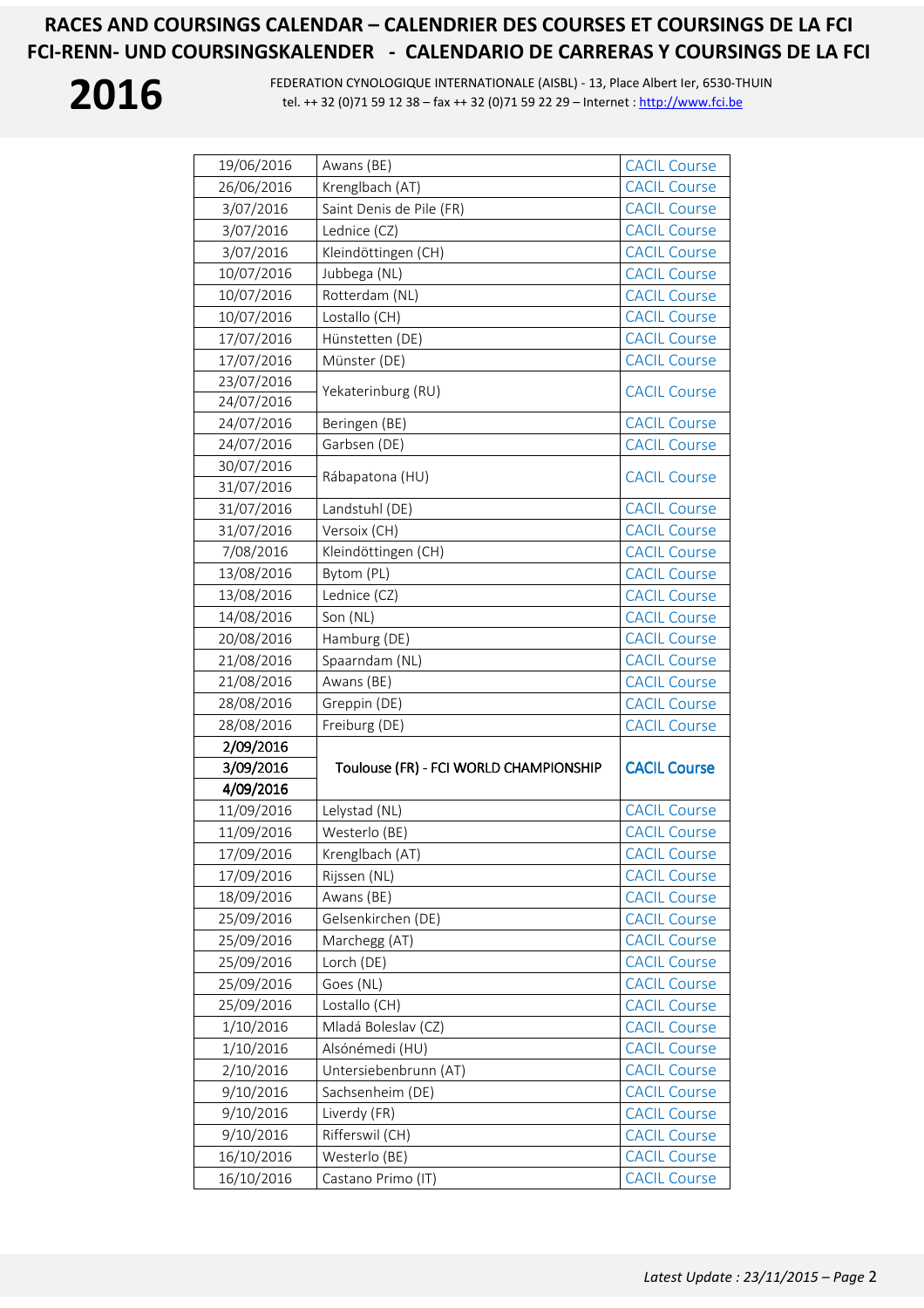# RACES AND COURSINGS CALENDAR – CALENDRIER DES COURSES ET COURSINGS DE LA FCI
# FCI-RENN- UND COURSINGSKALENDER - CALENDARIO DE CARRERAS Y COURSINGS DE LA FCI

**2016**

FEDERATION CYNOLOGIQUE INTERNATIONALE (AISBL) - 13, Place Albert Ier, 6530-THUIN
tel. ++ 32 (0)71 59 12 38 – fax ++ 32 (0)71 59 22 29 – Internet : http://www.fci.be

| Date | Place | Type |
|---|---|---|
| 19/06/2016 | Awans (BE) | CACIL Course |
| 26/06/2016 | Krenglbach (AT) | CACIL Course |
| 3/07/2016 | Saint Denis de Pile (FR) | CACIL Course |
| 3/07/2016 | Lednice (CZ) | CACIL Course |
| 3/07/2016 | Kleindöttingen (CH) | CACIL Course |
| 10/07/2016 | Jubbega (NL) | CACIL Course |
| 10/07/2016 | Rotterdam (NL) | CACIL Course |
| 10/07/2016 | Lostallo (CH) | CACIL Course |
| 17/07/2016 | Hünstetten (DE) | CACIL Course |
| 17/07/2016 | Münster (DE) | CACIL Course |
| 23/07/2016<br>24/07/2016 | Yekaterinburg (RU) | CACIL Course |
| 24/07/2016 | Beringen (BE) | CACIL Course |
| 24/07/2016 | Garbsen (DE) | CACIL Course |
| 30/07/2016<br>31/07/2016 | Rábapatona (HU) | CACIL Course |
| 31/07/2016 | Landstuhl (DE) | CACIL Course |
| 31/07/2016 | Versoix (CH) | CACIL Course |
| 7/08/2016 | Kleindöttingen (CH) | CACIL Course |
| 13/08/2016 | Bytom (PL) | CACIL Course |
| 13/08/2016 | Lednice (CZ) | CACIL Course |
| 14/08/2016 | Son (NL) | CACIL Course |
| 20/08/2016 | Hamburg (DE) | CACIL Course |
| 21/08/2016 | Spaarndam (NL) | CACIL Course |
| 21/08/2016 | Awans (BE) | CACIL Course |
| 28/08/2016 | Greppin (DE) | CACIL Course |
| 28/08/2016 | Freiburg (DE) | CACIL Course |
| **2/09/2016**<br>**3/09/2016**<br>**4/09/2016** | **Toulouse (FR) - FCI WORLD CHAMPIONSHIP** | **CACIL Course** |
| 11/09/2016 | Lelystad (NL) | CACIL Course |
| 11/09/2016 | Westerlo (BE) | CACIL Course |
| 17/09/2016 | Krenglbach (AT) | CACIL Course |
| 17/09/2016 | Rijssen (NL) | CACIL Course |
| 18/09/2016 | Awans (BE) | CACIL Course |
| 25/09/2016 | Gelsenkirchen (DE) | CACIL Course |
| 25/09/2016 | Marchegg (AT) | CACIL Course |
| 25/09/2016 | Lorch (DE) | CACIL Course |
| 25/09/2016 | Goes (NL) | CACIL Course |
| 25/09/2016 | Lostallo (CH) | CACIL Course |
| 1/10/2016 | Mladá Boleslav (CZ) | CACIL Course |
| 1/10/2016 | Alsónémedi (HU) | CACIL Course |
| 2/10/2016 | Untersiebenbrunn (AT) | CACIL Course |
| 9/10/2016 | Sachsenheim (DE) | CACIL Course |
| 9/10/2016 | Liverdy (FR) | CACIL Course |
| 9/10/2016 | Rifferswil (CH) | CACIL Course |
| 16/10/2016 | Westerlo (BE) | CACIL Course |
| 16/10/2016 | Castano Primo (IT) | CACIL Course |

*Latest Update : 23/11/2015*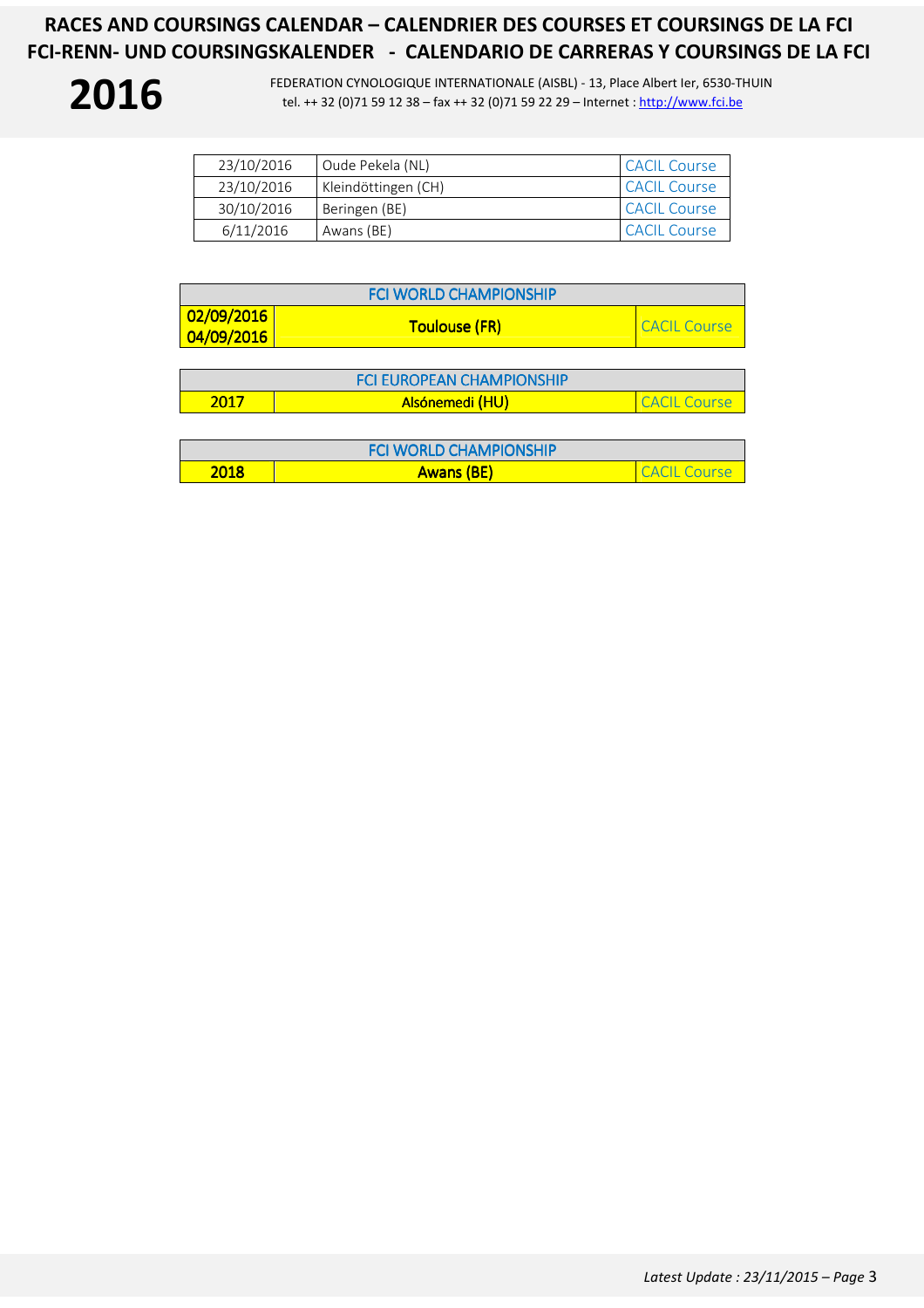| 23/10/2016 | Oude Pekela (NL) | CACIL Course |
|---|---|---|
| 23/10/2016 | Kleindöttingen (CH) | CACIL Course |
| 30/10/2016 | Beringen (BE) | CACIL Course |
| 6/11/2016 | Awans (BE) | CACIL Course |

| FCI WORLD CHAMPIONSHIP | | |
|---|---|---|
| 02/09/2016 04/09/2016 | **Toulouse (FR)** | CACIL Course |

| FCI EUROPEAN CHAMPIONSHIP | | |
|---|---|---|
| 2017 | **Alsónemedi (HU)** | CACIL Course |

| FCI WORLD CHAMPIONSHIP | | |
|---|---|---|
| 2018 | **Awans (BE)** | CACIL Course |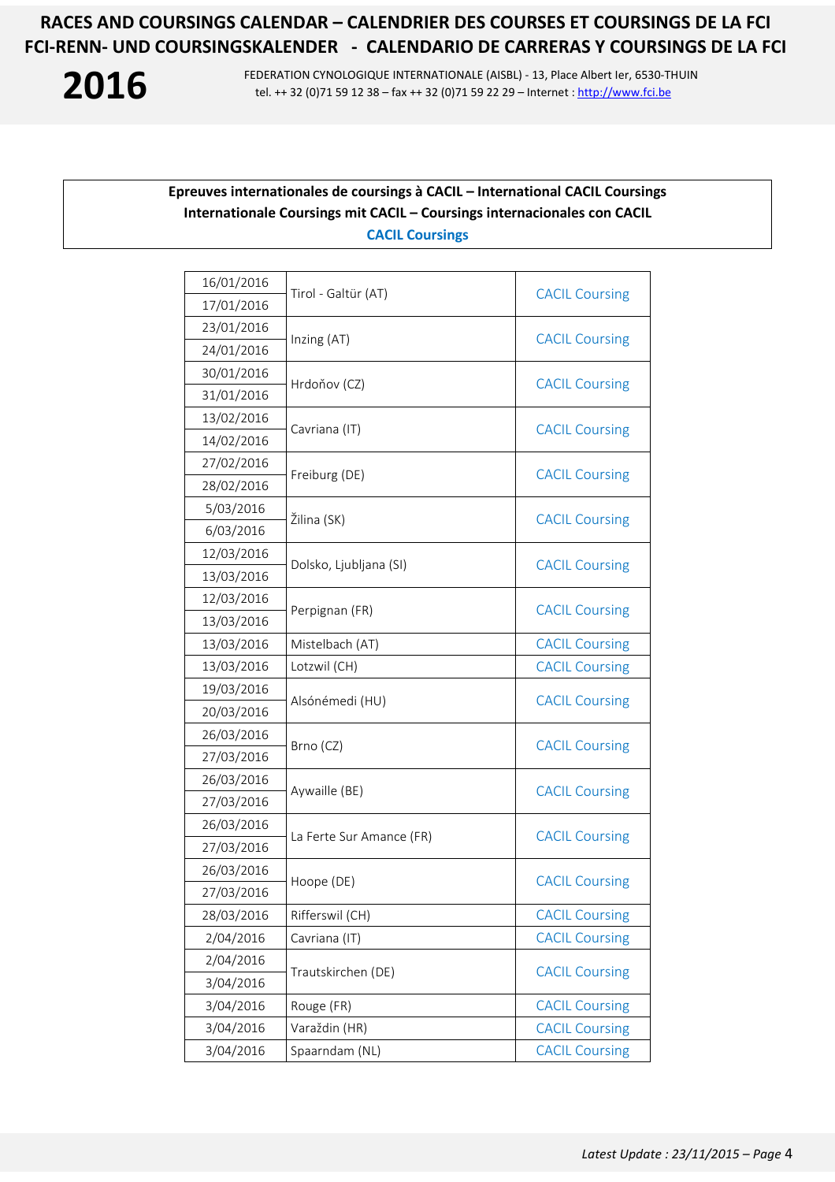# RACES AND COURSINGS CALENDAR – CALENDRIER DES COURSES ET COURSINGS DE LA FCI
# FCI-RENN- UND COURSINGSKALENDER - CALENDARIO DE CARRERAS Y COURSINGS DE LA FCI

**2016**

FEDERATION CYNOLOGIQUE INTERNATIONALE (AISBL) - 13, Place Albert Ier, 6530-THUIN
tel. ++ 32 (0)71 59 12 38 – fax ++ 32 (0)71 59 22 29 – Internet : http://www.fci.be

## Epreuves internationales de coursings à CACIL – International CACIL Coursings
## Internationale Coursings mit CACIL – Coursings internacionales con CACIL

**CACIL Coursings**

| Date | Place | Type |
|---|---|---|
| 16/01/2016<br>17/01/2016 | Tirol - Galtür (AT) | CACIL Coursing |
| 23/01/2016<br>24/01/2016 | Inzing (AT) | CACIL Coursing |
| 30/01/2016<br>31/01/2016 | Hrdoňov (CZ) | CACIL Coursing |
| 13/02/2016<br>14/02/2016 | Cavriana (IT) | CACIL Coursing |
| 27/02/2016<br>28/02/2016 | Freiburg (DE) | CACIL Coursing |
| 5/03/2016<br>6/03/2016 | Žilina (SK) | CACIL Coursing |
| 12/03/2016<br>13/03/2016 | Dolsko, Ljubljana (SI) | CACIL Coursing |
| 12/03/2016<br>13/03/2016 | Perpignan (FR) | CACIL Coursing |
| 13/03/2016 | Mistelbach (AT) | CACIL Coursing |
| 13/03/2016 | Lotzwil (CH) | CACIL Coursing |
| 19/03/2016<br>20/03/2016 | Alsónémedi (HU) | CACIL Coursing |
| 26/03/2016<br>27/03/2016 | Brno (CZ) | CACIL Coursing |
| 26/03/2016<br>27/03/2016 | Aywaille (BE) | CACIL Coursing |
| 26/03/2016<br>27/03/2016 | La Ferte Sur Amance (FR) | CACIL Coursing |
| 26/03/2016<br>27/03/2016 | Hoope (DE) | CACIL Coursing |
| 28/03/2016 | Rifferswil (CH) | CACIL Coursing |
| 2/04/2016 | Cavriana (IT) | CACIL Coursing |
| 2/04/2016<br>3/04/2016 | Trautskirchen (DE) | CACIL Coursing |
| 3/04/2016 | Rouge (FR) | CACIL Coursing |
| 3/04/2016 | Varaždin (HR) | CACIL Coursing |
| 3/04/2016 | Spaarndam (NL) | CACIL Coursing |

*Latest Update : 23/11/2015*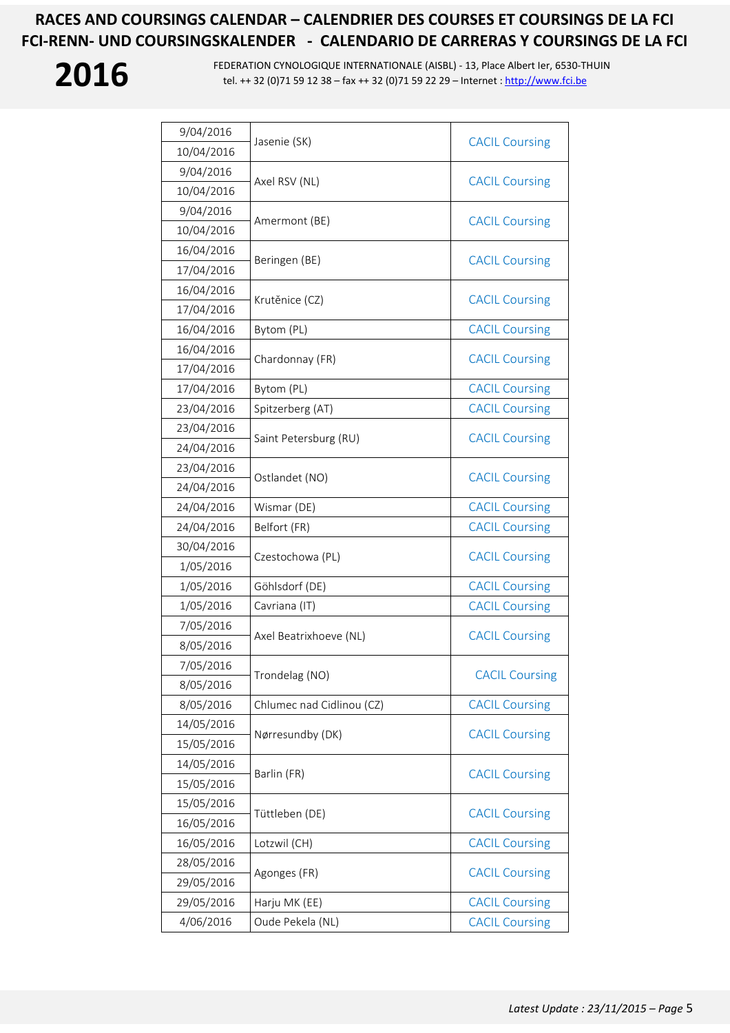# RACES AND COURSINGS CALENDAR – CALENDRIER DES COURSES ET COURSINGS DE LA FCI
# FCI-RENN- UND COURSINGSKALENDER - CALENDARIO DE CARRERAS Y COURSINGS DE LA FCI

**2016**

FEDERATION CYNOLOGIQUE INTERNATIONALE (AISBL) - 13, Place Albert Ier, 6530-THUIN
tel. ++ 32 (0)71 59 12 38 – fax ++ 32 (0)71 59 22 29 – Internet : http://www.fci.be

| Date | Place | Event |
|---|---|---|
| 9/04/2016<br>10/04/2016 | Jasenie (SK) | CACIL Coursing |
| 9/04/2016<br>10/04/2016 | Axel RSV (NL) | CACIL Coursing |
| 9/04/2016<br>10/04/2016 | Amermont (BE) | CACIL Coursing |
| 16/04/2016<br>17/04/2016 | Beringen (BE) | CACIL Coursing |
| 16/04/2016<br>17/04/2016 | Krutěnice (CZ) | CACIL Coursing |
| 16/04/2016 | Bytom (PL) | CACIL Coursing |
| 16/04/2016<br>17/04/2016 | Chardonnay (FR) | CACIL Coursing |
| 17/04/2016 | Bytom (PL) | CACIL Coursing |
| 23/04/2016 | Spitzerberg (AT) | CACIL Coursing |
| 23/04/2016<br>24/04/2016 | Saint Petersburg (RU) | CACIL Coursing |
| 23/04/2016<br>24/04/2016 | Ostlandet (NO) | CACIL Coursing |
| 24/04/2016 | Wismar (DE) | CACIL Coursing |
| 24/04/2016 | Belfort (FR) | CACIL Coursing |
| 30/04/2016<br>1/05/2016 | Czestochowa (PL) | CACIL Coursing |
| 1/05/2016 | Göhlsdorf (DE) | CACIL Coursing |
| 1/05/2016 | Cavriana (IT) | CACIL Coursing |
| 7/05/2016<br>8/05/2016 | Axel Beatrixhoeve (NL) | CACIL Coursing |
| 7/05/2016<br>8/05/2016 | Trondelag (NO) | CACIL Coursing |
| 8/05/2016 | Chlumec nad Cidlinou (CZ) | CACIL Coursing |
| 14/05/2016<br>15/05/2016 | Nørresundby (DK) | CACIL Coursing |
| 14/05/2016<br>15/05/2016 | Barlin (FR) | CACIL Coursing |
| 15/05/2016<br>16/05/2016 | Tüttleben (DE) | CACIL Coursing |
| 16/05/2016 | Lotzwil (CH) | CACIL Coursing |
| 28/05/2016<br>29/05/2016 | Agonges (FR) | CACIL Coursing |
| 29/05/2016 | Harju MK (EE) | CACIL Coursing |
| 4/06/2016 | Oude Pekela (NL) | CACIL Coursing |

*Latest Update : 23/11/2015*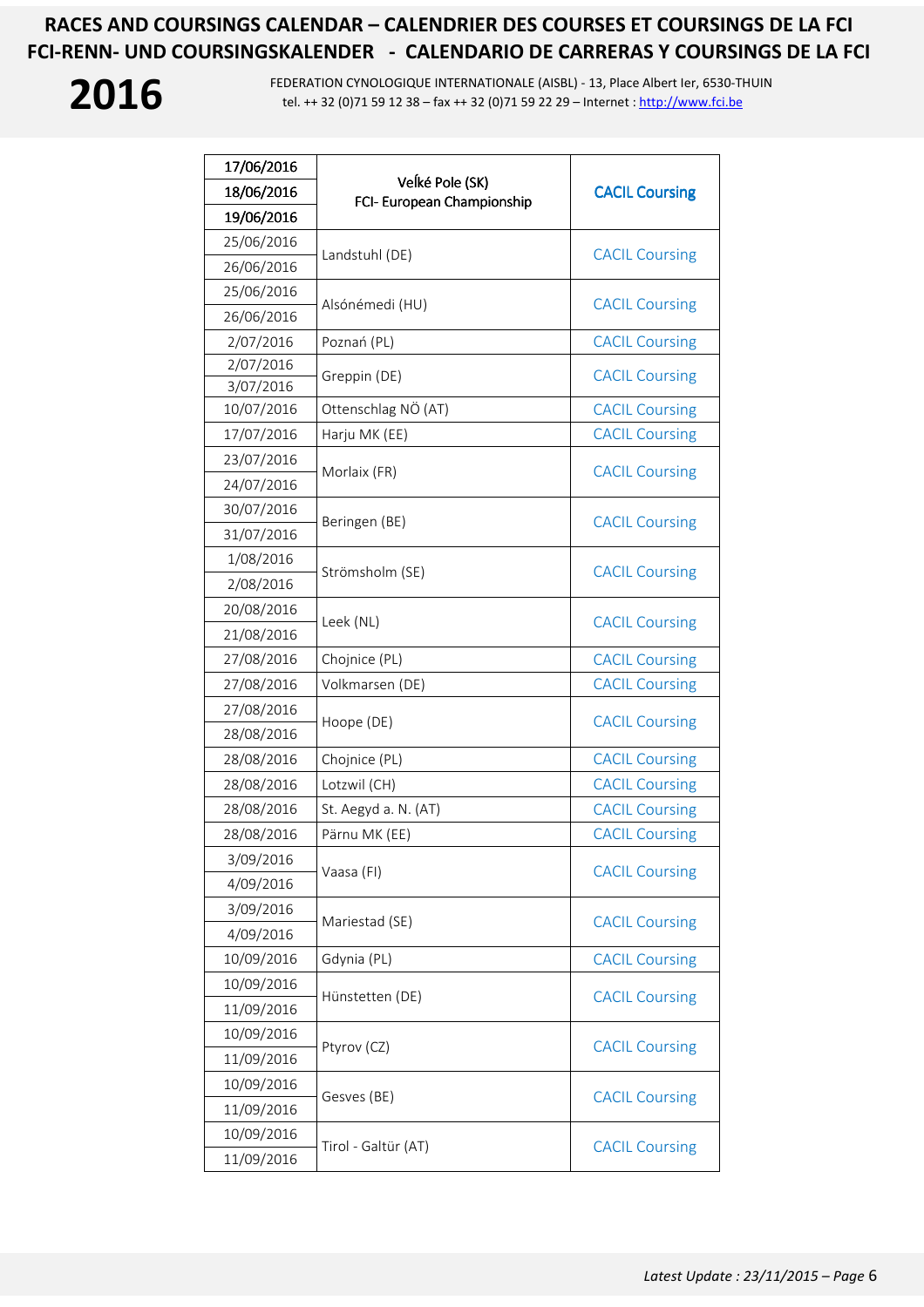# RACES AND COURSINGS CALENDAR – CALENDRIER DES COURSES ET COURSINGS DE LA FCI
# FCI-RENN- UND COURSINGSKALENDER - CALENDARIO DE CARRERAS Y COURSINGS DE LA FCI

**2016**

FEDERATION CYNOLOGIQUE INTERNATIONALE (AISBL) - 13, Place Albert Ier, 6530-THUIN
tel. ++ 32 (0)71 59 12 38 – fax ++ 32 (0)71 59 22 29 – Internet : http://www.fci.be

| Date | Place | Type |
|---|---|---|
| **17/06/2016** **18/06/2016** **19/06/2016** | Veľké Pole (SK) FCI- European Championship | **CACIL Coursing** |
| 25/06/2016 26/06/2016 | Landstuhl (DE) | CACIL Coursing |
| 25/06/2016 26/06/2016 | Alsónémedi (HU) | CACIL Coursing |
| 2/07/2016 | Poznań (PL) | CACIL Coursing |
| 2/07/2016 3/07/2016 | Greppin (DE) | CACIL Coursing |
| 10/07/2016 | Ottenschlag NÖ (AT) | CACIL Coursing |
| 17/07/2016 | Harju MK (EE) | CACIL Coursing |
| 23/07/2016 24/07/2016 | Morlaix (FR) | CACIL Coursing |
| 30/07/2016 31/07/2016 | Beringen (BE) | CACIL Coursing |
| 1/08/2016 2/08/2016 | Strömsholm (SE) | CACIL Coursing |
| 20/08/2016 21/08/2016 | Leek (NL) | CACIL Coursing |
| 27/08/2016 | Chojnice (PL) | CACIL Coursing |
| 27/08/2016 | Volkmarsen (DE) | CACIL Coursing |
| 27/08/2016 28/08/2016 | Hoope (DE) | CACIL Coursing |
| 28/08/2016 | Chojnice (PL) | CACIL Coursing |
| 28/08/2016 | Lotzwil (CH) | CACIL Coursing |
| 28/08/2016 | St. Aegyd a. N. (AT) | CACIL Coursing |
| 28/08/2016 | Pärnu MK (EE) | CACIL Coursing |
| 3/09/2016 4/09/2016 | Vaasa (FI) | CACIL Coursing |
| 3/09/2016 4/09/2016 | Mariestad (SE) | CACIL Coursing |
| 10/09/2016 | Gdynia (PL) | CACIL Coursing |
| 10/09/2016 11/09/2016 | Hünstetten (DE) | CACIL Coursing |
| 10/09/2016 11/09/2016 | Ptyrov (CZ) | CACIL Coursing |
| 10/09/2016 11/09/2016 | Gesves (BE) | CACIL Coursing |
| 10/09/2016 11/09/2016 | Tirol - Galtür (AT) | CACIL Coursing |

*Latest Update : 23/11/2015*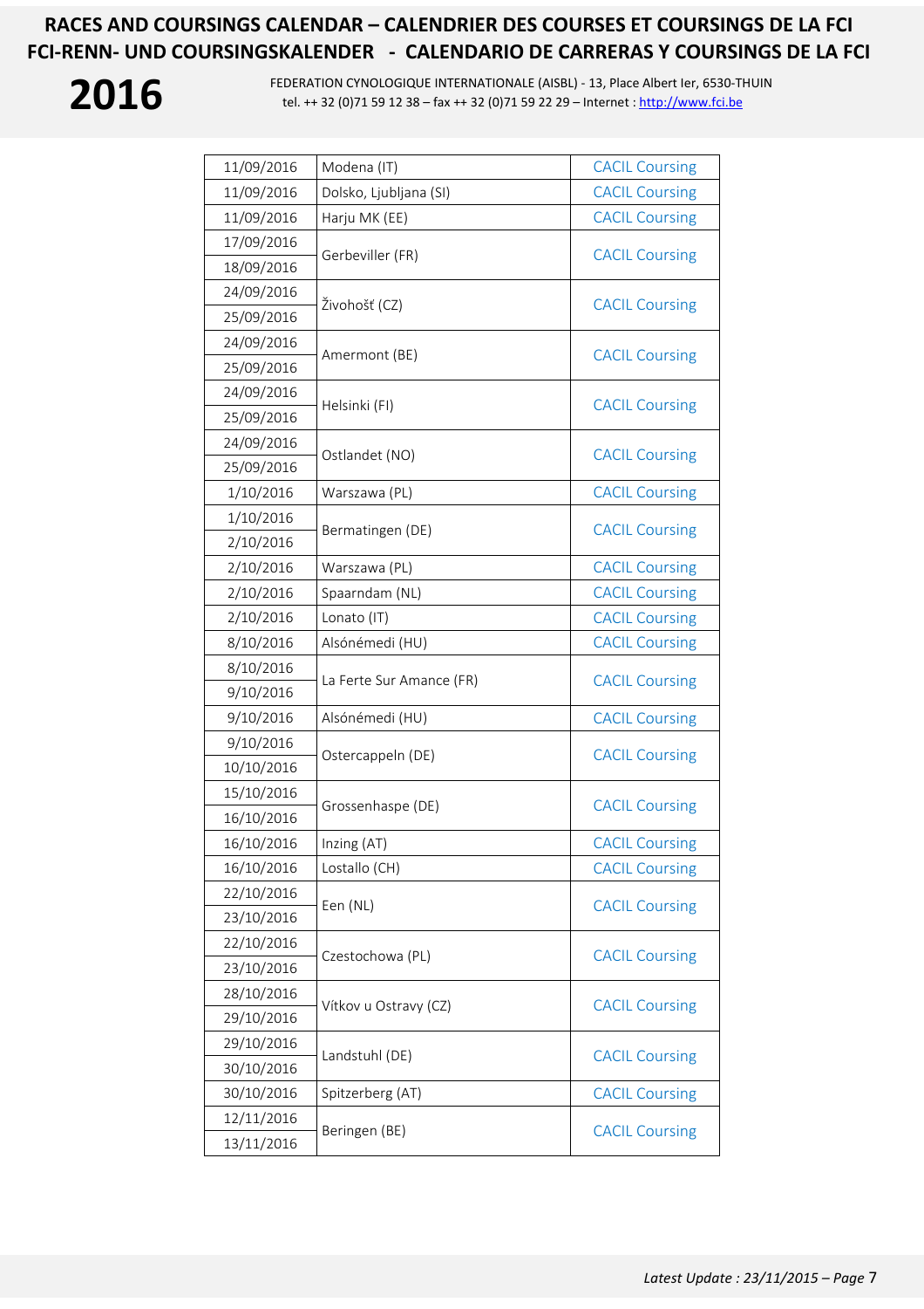| | | |
|---|---|---|
| 11/09/2016 | Modena (IT) | CACIL Coursing |
| 11/09/2016 | Dolsko, Ljubljana (SI) | CACIL Coursing |
| 11/09/2016 | Harju MK (EE) | CACIL Coursing |
| 17/09/2016<br>18/09/2016 | Gerbeviller (FR) | CACIL Coursing |
| 24/09/2016<br>25/09/2016 | Živohošť (CZ) | CACIL Coursing |
| 24/09/2016<br>25/09/2016 | Amermont (BE) | CACIL Coursing |
| 24/09/2016<br>25/09/2016 | Helsinki (FI) | CACIL Coursing |
| 24/09/2016<br>25/09/2016 | Ostlandet (NO) | CACIL Coursing |
| 1/10/2016 | Warszawa (PL) | CACIL Coursing |
| 1/10/2016<br>2/10/2016 | Bermatingen (DE) | CACIL Coursing |
| 2/10/2016 | Warszawa (PL) | CACIL Coursing |
| 2/10/2016 | Spaarndam (NL) | CACIL Coursing |
| 2/10/2016 | Lonato (IT) | CACIL Coursing |
| 8/10/2016 | Alsónémedi (HU) | CACIL Coursing |
| 8/10/2016<br>9/10/2016 | La Ferte Sur Amance (FR) | CACIL Coursing |
| 9/10/2016 | Alsónémedi (HU) | CACIL Coursing |
| 9/10/2016<br>10/10/2016 | Ostercappeln (DE) | CACIL Coursing |
| 15/10/2016<br>16/10/2016 | Grossenhaspe (DE) | CACIL Coursing |
| 16/10/2016 | Inzing (AT) | CACIL Coursing |
| 16/10/2016 | Lostallo (CH) | CACIL Coursing |
| 22/10/2016<br>23/10/2016 | Een (NL) | CACIL Coursing |
| 22/10/2016<br>23/10/2016 | Czestochowa (PL) | CACIL Coursing |
| 28/10/2016<br>29/10/2016 | Vítkov u Ostravy (CZ) | CACIL Coursing |
| 29/10/2016<br>30/10/2016 | Landstuhl (DE) | CACIL Coursing |
| 30/10/2016 | Spitzerberg (AT) | CACIL Coursing |
| 12/11/2016<br>13/11/2016 | Beringen (BE) | CACIL Coursing |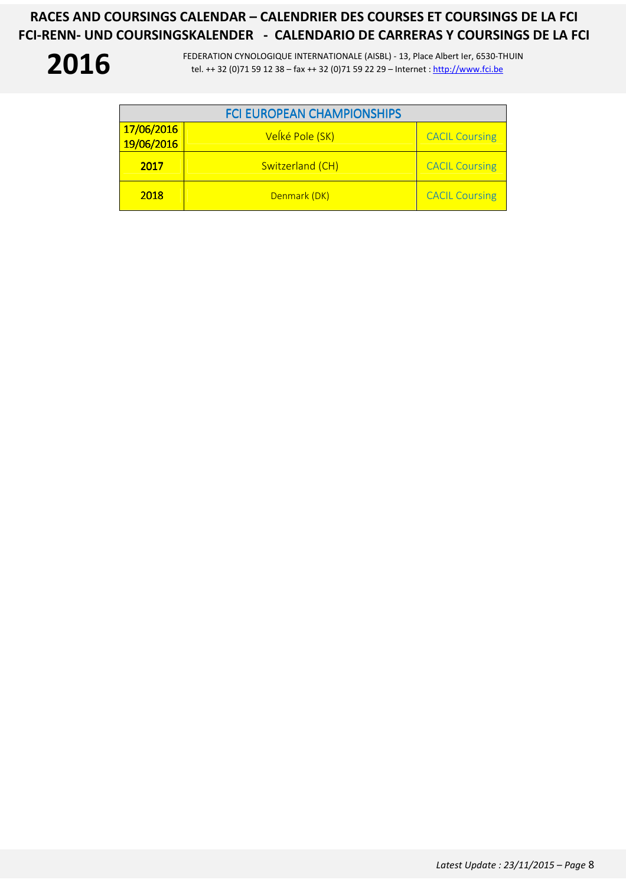| FCI EUROPEAN CHAMPIONSHIPS | | |
|---|---|---|
| 17/06/2016<br>19/06/2016 | Veľké Pole (SK) | CACIL Coursing |
| 2017 | Switzerland (CH) | CACIL Coursing |
| 2018 | Denmark (DK) | CACIL Coursing |